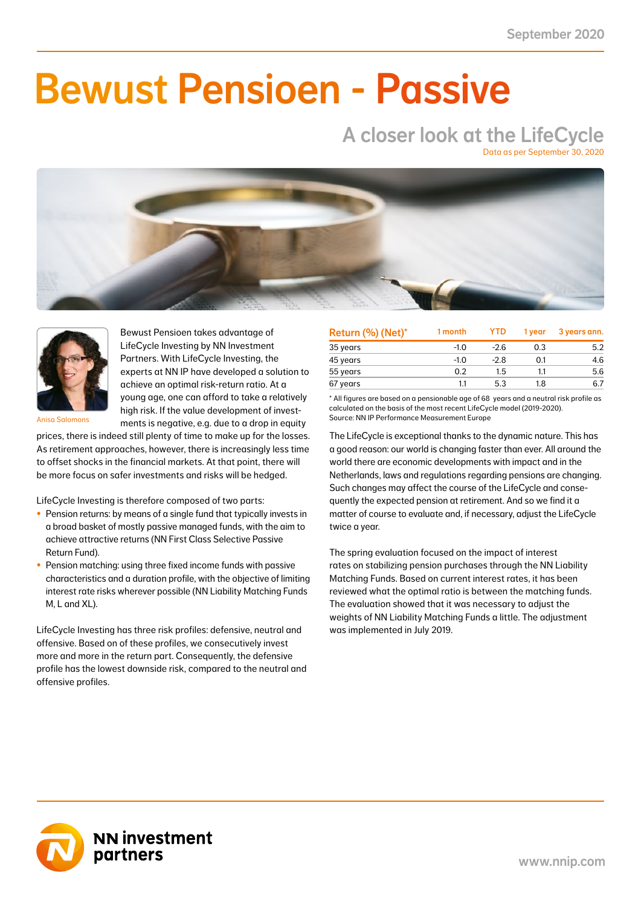September 2020

# Bewust Pensioen - Passive

## A closer look at the LifeCycle

Data as per September 30, 2020

Anisa Salomons

Bewust Pensioen takes advantage of LifeCycle Investing by NN Investment Partners. With LifeCycle Investing, the experts at NN IP have developed a solution to achieve an optimal risk-return ratio. At a young age, one can afford to take a relatively high risk. If the value development of investments is negative, e.g. due to a drop in equity prices, there is indeed still plenty of time to make up for the losses. As retirement approaches, however, there is increasingly less time to offset shocks in the financial markets. At that point, there will be more focus on safer investments and risks will be hedged.

LifeCycle Investing is therefore composed of two parts:

- Pension returns: by means of a single fund that typically invests in a broad basket of mostly passive managed funds, with the aim to achieve attractive returns (NN First Class Selective Passive Return Fund).
- Pension matching: using three fixed income funds with passive characteristics and a duration profile, with the objective of limiting interest rate risks wherever possible (NN Liability Matching Funds M, L and XL).

LifeCycle Investing has three risk profiles: defensive, neutral and offensive. Based on of these profiles, we consecutively invest more and more in the return part. Consequently, the defensive profile has the lowest downside risk, compared to the neutral and offensive profiles.

| Return (%) (Net)* | 1 month | YTD | 1 year | 3 years ann. |
|---|---|---|---|---|
| 35 years | -1.0 | -2.6 | 0.3 | 5.2 |
| 45 years | -1.0 | -2.8 | 0.1 | 4.6 |
| 55 years | 0.2 | 1.5 | 1.1 | 5.6 |
| 67 years | 1.1 | 5.3 | 1.8 | 6.7 |

* All figures are based on a pensionable age of 68 years and a neutral risk profile as calculated on the basis of the most recent LifeCycle model (2019-2020).
Source: NN IP Performance Measurement Europe

The LifeCycle is exceptional thanks to the dynamic nature. This has a good reason: our world is changing faster than ever. All around the world there are economic developments with impact and in the Netherlands, laws and regulations regarding pensions are changing. Such changes may affect the course of the LifeCycle and consequently the expected pension at retirement. And so we find it a matter of course to evaluate and, if necessary, adjust the LifeCycle twice a year.

The spring evaluation focused on the impact of interest rates on stabilizing pension purchases through the NN Liability Matching Funds. Based on current interest rates, it has been reviewed what the optimal ratio is between the matching funds. The evaluation showed that it was necessary to adjust the weights of NN Liability Matching Funds a little. The adjustment was implemented in July 2019.

NN investment partners

www.nnip.com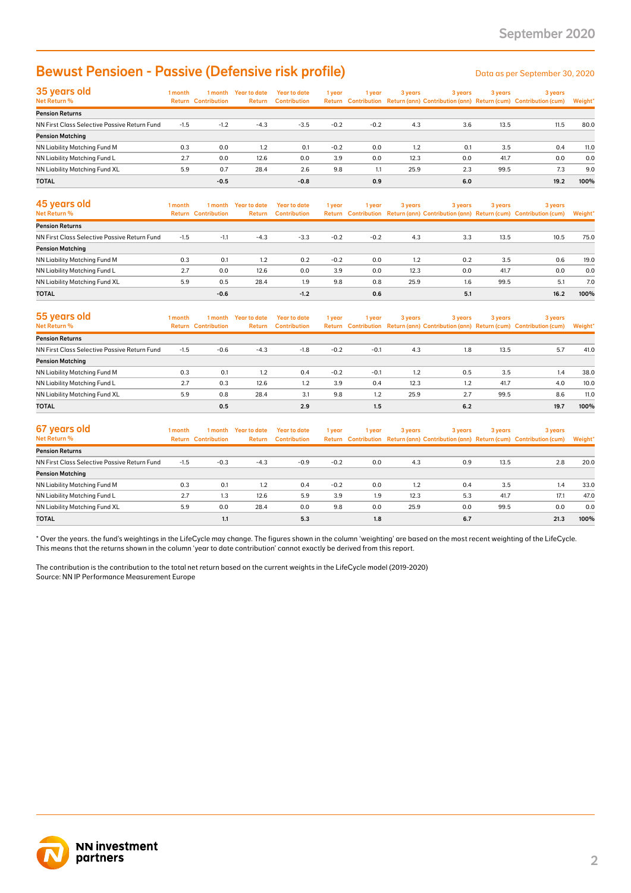# Bewust Pensioen - Passive (Defensive risk profile)

Data as per September 30, 2020

## 35 years old

| Net Return % | 1 month Return | 1 month Contribution | Year to date Return | Year to date Contribution | 1 year Return | 1 year Contribution | 3 years Return (ann) | 3 years Contribution (ann) | 3 years Return (cum) | 3 years Contribution (cum) | Weight* |
|---|---|---|---|---|---|---|---|---|---|---|---|
| **Pension Returns** | | | | | | | | | | | |
| NN First Class Selective Passive Return Fund | -1.5 | -1.2 | -4.3 | -3.5 | -0.2 | -0.2 | 4.3 | 3.6 | 13.5 | 11.5 | 80.0 |
| **Pension Matching** | | | | | | | | | | | |
| NN Liability Matching Fund M | 0.3 | 0.0 | 1.2 | 0.1 | -0.2 | 0.0 | 1.2 | 0.1 | 3.5 | 0.4 | 11.0 |
| NN Liability Matching Fund L | 2.7 | 0.0 | 12.6 | 0.0 | 3.9 | 0.0 | 12.3 | 0.0 | 41.7 | 0.0 | 0.0 |
| NN Liability Matching Fund XL | 5.9 | 0.7 | 28.4 | 2.6 | 9.8 | 1.1 | 25.9 | 2.3 | 99.5 | 7.3 | 9.0 |
| **TOTAL** | | **-0.5** | | **-0.8** | | **0.9** | | **6.0** | | **19.2** | **100%** |

## 45 years old

| Net Return % | 1 month Return | 1 month Contribution | Year to date Return | Year to date Contribution | 1 year Return | 1 year Contribution | 3 years Return (ann) | 3 years Contribution (ann) | 3 years Return (cum) | 3 years Contribution (cum) | Weight* |
|---|---|---|---|---|---|---|---|---|---|---|---|
| **Pension Returns** | | | | | | | | | | | |
| NN First Class Selective Passive Return Fund | -1.5 | -1.1 | -4.3 | -3.3 | -0.2 | -0.2 | 4.3 | 3.3 | 13.5 | 10.5 | 75.0 |
| **Pension Matching** | | | | | | | | | | | |
| NN Liability Matching Fund M | 0.3 | 0.1 | 1.2 | 0.2 | -0.2 | 0.0 | 1.2 | 0.2 | 3.5 | 0.6 | 19.0 |
| NN Liability Matching Fund L | 2.7 | 0.0 | 12.6 | 0.0 | 3.9 | 0.0 | 12.3 | 0.0 | 41.7 | 0.0 | 0.0 |
| NN Liability Matching Fund XL | 5.9 | 0.5 | 28.4 | 1.9 | 9.8 | 0.8 | 25.9 | 1.6 | 99.5 | 5.1 | 7.0 |
| **TOTAL** | | **-0.6** | | **-1.2** | | **0.6** | | **5.1** | | **16.2** | **100%** |

## 55 years old

| Net Return % | 1 month Return | 1 month Contribution | Year to date Return | Year to date Contribution | 1 year Return | 1 year Contribution | 3 years Return (ann) | 3 years Contribution (ann) | 3 years Return (cum) | 3 years Contribution (cum) | Weight* |
|---|---|---|---|---|---|---|---|---|---|---|---|
| **Pension Returns** | | | | | | | | | | | |
| NN First Class Selective Passive Return Fund | -1.5 | -0.6 | -4.3 | -1.8 | -0.2 | -0.1 | 4.3 | 1.8 | 13.5 | 5.7 | 41.0 |
| **Pension Matching** | | | | | | | | | | | |
| NN Liability Matching Fund M | 0.3 | 0.1 | 1.2 | 0.4 | -0.2 | -0.1 | 1.2 | 0.5 | 3.5 | 1.4 | 38.0 |
| NN Liability Matching Fund L | 2.7 | 0.3 | 12.6 | 1.2 | 3.9 | 0.4 | 12.3 | 1.2 | 41.7 | 4.0 | 10.0 |
| NN Liability Matching Fund XL | 5.9 | 0.8 | 28.4 | 3.1 | 9.8 | 1.2 | 25.9 | 2.7 | 99.5 | 8.6 | 11.0 |
| **TOTAL** | | **0.5** | | **2.9** | | **1.5** | | **6.2** | | **19.7** | **100%** |

## 67 years old

| Net Return % | 1 month Return | 1 month Contribution | Year to date Return | Year to date Contribution | 1 year Return | 1 year Contribution | 3 years Return (ann) | 3 years Contribution (ann) | 3 years Return (cum) | 3 years Contribution (cum) | Weight* |
|---|---|---|---|---|---|---|---|---|---|---|---|
| **Pension Returns** | | | | | | | | | | | |
| NN First Class Selective Passive Return Fund | -1.5 | -0.3 | -4.3 | -0.9 | -0.2 | 0.0 | 4.3 | 0.9 | 13.5 | 2.8 | 20.0 |
| **Pension Matching** | | | | | | | | | | | |
| NN Liability Matching Fund M | 0.3 | 0.1 | 1.2 | 0.4 | -0.2 | 0.0 | 1.2 | 0.4 | 3.5 | 1.4 | 33.0 |
| NN Liability Matching Fund L | 2.7 | 1.3 | 12.6 | 5.9 | 3.9 | 1.9 | 12.3 | 5.3 | 41.7 | 17.1 | 47.0 |
| NN Liability Matching Fund XL | 5.9 | 0.0 | 28.4 | 0.0 | 9.8 | 0.0 | 25.9 | 0.0 | 99.5 | 0.0 | 0.0 |
| **TOTAL** | | **1.1** | | **5.3** | | **1.8** | | **6.7** | | **21.3** | **100%** |

* Over the years. the fund's weightings in the LifeCycle may change. The figures shown in the column 'weighting' are based on the most recent weighting of the LifeCycle. This means that the returns shown in the column 'year to date contribution' cannot exactly be derived from this report.

The contribution is the contribution to the total net return based on the current weights in the LifeCycle model (2019-2020)
Source: NN IP Performance Measurement Europe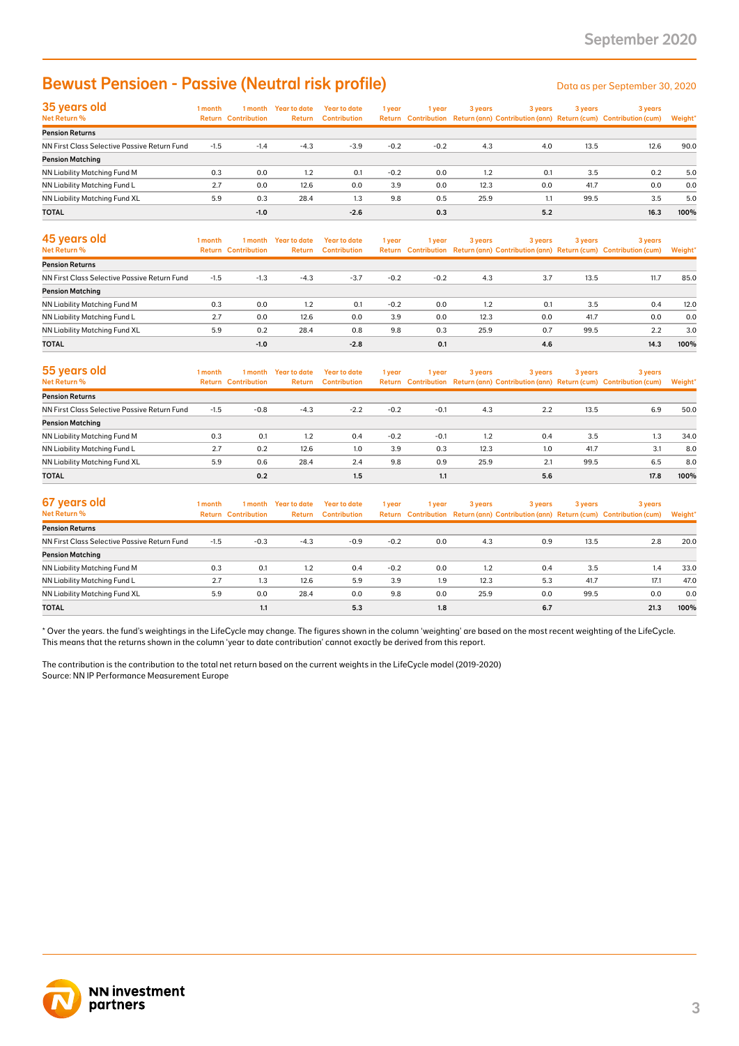# Bewust Pensioen - Passive (Neutral risk profile)

Data as per September 30, 2020

| 35 years old<br>Net Return % | 1 month<br>Return | 1 month<br>Contribution | Year to date<br>Return | Year to date<br>Contribution | 1 year<br>Return | 1 year<br>Contribution | 3 years<br>Return (ann) | 3 years<br>Contribution (ann) | 3 years<br>Return (cum) | 3 years<br>Contribution (cum) | Weight* |
|---|---|---|---|---|---|---|---|---|---|---|---|
| **Pension Returns** | | | | | | | | | | | |
| NN First Class Selective Passive Return Fund | -1.5 | -1.4 | -4.3 | -3.9 | -0.2 | -0.2 | 4.3 | 4.0 | 13.5 | 12.6 | 90.0 |
| **Pension Matching** | | | | | | | | | | | |
| NN Liability Matching Fund M | 0.3 | 0.0 | 1.2 | 0.1 | -0.2 | 0.0 | 1.2 | 0.1 | 3.5 | 0.2 | 5.0 |
| NN Liability Matching Fund L | 2.7 | 0.0 | 12.6 | 0.0 | 3.9 | 0.0 | 12.3 | 0.0 | 41.7 | 0.0 | 0.0 |
| NN Liability Matching Fund XL | 5.9 | 0.3 | 28.4 | 1.3 | 9.8 | 0.5 | 25.9 | 1.1 | 99.5 | 3.5 | 5.0 |
| **TOTAL** | | **-1.0** | | **-2.6** | | **0.3** | | **5.2** | | **16.3** | **100%** |

| 45 years old<br>Net Return % | 1 month<br>Return | 1 month<br>Contribution | Year to date<br>Return | Year to date<br>Contribution | 1 year<br>Return | 1 year<br>Contribution | 3 years<br>Return (ann) | 3 years<br>Contribution (ann) | 3 years<br>Return (cum) | 3 years<br>Contribution (cum) | Weight* |
|---|---|---|---|---|---|---|---|---|---|---|---|
| **Pension Returns** | | | | | | | | | | | |
| NN First Class Selective Passive Return Fund | -1.5 | -1.3 | -4.3 | -3.7 | -0.2 | -0.2 | 4.3 | 3.7 | 13.5 | 11.7 | 85.0 |
| **Pension Matching** | | | | | | | | | | | |
| NN Liability Matching Fund M | 0.3 | 0.0 | 1.2 | 0.1 | -0.2 | 0.0 | 1.2 | 0.1 | 3.5 | 0.4 | 12.0 |
| NN Liability Matching Fund L | 2.7 | 0.0 | 12.6 | 0.0 | 3.9 | 0.0 | 12.3 | 0.0 | 41.7 | 0.0 | 0.0 |
| NN Liability Matching Fund XL | 5.9 | 0.2 | 28.4 | 0.8 | 9.8 | 0.3 | 25.9 | 0.7 | 99.5 | 2.2 | 3.0 |
| **TOTAL** | | **-1.0** | | **-2.8** | | **0.1** | | **4.6** | | **14.3** | **100%** |

| 55 years old<br>Net Return % | 1 month<br>Return | 1 month<br>Contribution | Year to date<br>Return | Year to date<br>Contribution | 1 year<br>Return | 1 year<br>Contribution | 3 years<br>Return (ann) | 3 years<br>Contribution (ann) | 3 years<br>Return (cum) | 3 years<br>Contribution (cum) | Weight* |
|---|---|---|---|---|---|---|---|---|---|---|---|
| **Pension Returns** | | | | | | | | | | | |
| NN First Class Selective Passive Return Fund | -1.5 | -0.8 | -4.3 | -2.2 | -0.2 | -0.1 | 4.3 | 2.2 | 13.5 | 6.9 | 50.0 |
| **Pension Matching** | | | | | | | | | | | |
| NN Liability Matching Fund M | 0.3 | 0.1 | 1.2 | 0.4 | -0.2 | -0.1 | 1.2 | 0.4 | 3.5 | 1.3 | 34.0 |
| NN Liability Matching Fund L | 2.7 | 0.2 | 12.6 | 1.0 | 3.9 | 0.3 | 12.3 | 1.0 | 41.7 | 3.1 | 8.0 |
| NN Liability Matching Fund XL | 5.9 | 0.6 | 28.4 | 2.4 | 9.8 | 0.9 | 25.9 | 2.1 | 99.5 | 6.5 | 8.0 |
| **TOTAL** | | **0.2** | | **1.5** | | **1.1** | | **5.6** | | **17.8** | **100%** |

| 67 years old<br>Net Return % | 1 month<br>Return | 1 month<br>Contribution | Year to date<br>Return | Year to date<br>Contribution | 1 year<br>Return | 1 year<br>Contribution | 3 years<br>Return (ann) | 3 years<br>Contribution (ann) | 3 years<br>Return (cum) | 3 years<br>Contribution (cum) | Weight* |
|---|---|---|---|---|---|---|---|---|---|---|---|
| **Pension Returns** | | | | | | | | | | | |
| NN First Class Selective Passive Return Fund | -1.5 | -0.3 | -4.3 | -0.9 | -0.2 | 0.0 | 4.3 | 0.9 | 13.5 | 2.8 | 20.0 |
| **Pension Matching** | | | | | | | | | | | |
| NN Liability Matching Fund M | 0.3 | 0.1 | 1.2 | 0.4 | -0.2 | 0.0 | 1.2 | 0.4 | 3.5 | 1.4 | 33.0 |
| NN Liability Matching Fund L | 2.7 | 1.3 | 12.6 | 5.9 | 3.9 | 1.9 | 12.3 | 5.3 | 41.7 | 17.1 | 47.0 |
| NN Liability Matching Fund XL | 5.9 | 0.0 | 28.4 | 0.0 | 9.8 | 0.0 | 25.9 | 0.0 | 99.5 | 0.0 | 0.0 |
| **TOTAL** | | **1.1** | | **5.3** | | **1.8** | | **6.7** | | **21.3** | **100%** |

* Over the years. the fund's weightings in the LifeCycle may change. The figures shown in the column 'weighting' are based on the most recent weighting of the LifeCycle. This means that the returns shown in the column 'year to date contribution' cannot exactly be derived from this report.

The contribution is the contribution to the total net return based on the current weights in the LifeCycle model (2019-2020)
Source: NN IP Performance Measurement Europe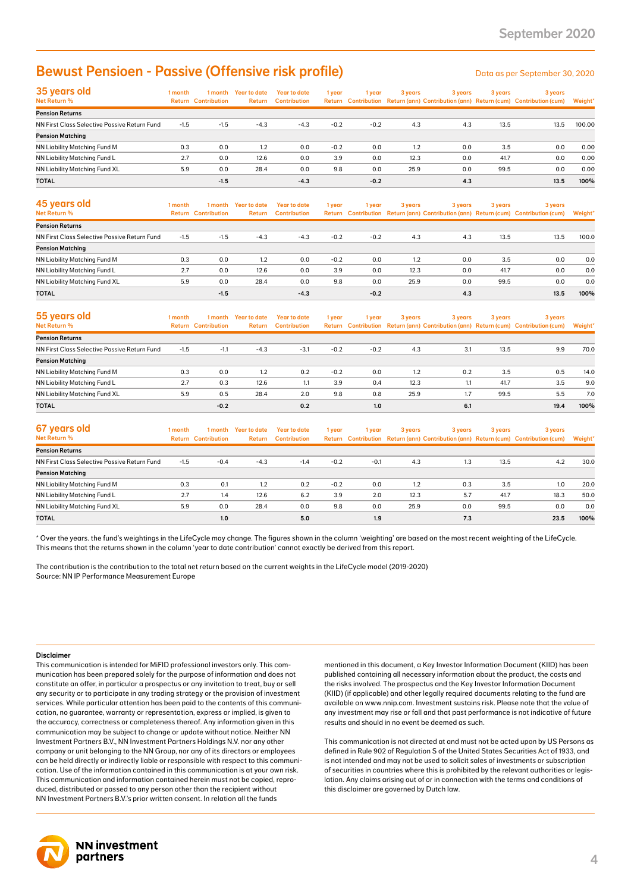# Bewust Pensioen - Passive (Offensive risk profile)

Data as per September 30, 2020

| 35 years old<br>Net Return % | 1 month Return | 1 month Contribution | Year to date Return | Year to date Contribution | 1 year Return | 1 year Contribution | 3 years Return (ann) | 3 years Contribution (ann) | 3 years Return (cum) | 3 years Contribution (cum) | Weight* |
|---|---|---|---|---|---|---|---|---|---|---|---|
| **Pension Returns** | | | | | | | | | | | |
| NN First Class Selective Passive Return Fund | -1.5 | -1.5 | -4.3 | -4.3 | -0.2 | -0.2 | 4.3 | 4.3 | 13.5 | 13.5 | 100.00 |
| **Pension Matching** | | | | | | | | | | | |
| NN Liability Matching Fund M | 0.3 | 0.0 | 1.2 | 0.0 | -0.2 | 0.0 | 1.2 | 0.0 | 3.5 | 0.0 | 0.00 |
| NN Liability Matching Fund L | 2.7 | 0.0 | 12.6 | 0.0 | 3.9 | 0.0 | 12.3 | 0.0 | 41.7 | 0.0 | 0.00 |
| NN Liability Matching Fund XL | 5.9 | 0.0 | 28.4 | 0.0 | 9.8 | 0.0 | 25.9 | 0.0 | 99.5 | 0.0 | 0.00 |
| **TOTAL** | | **-1.5** | | **-4.3** | | **-0.2** | | **4.3** | | **13.5** | **100%** |

| 45 years old<br>Net Return % | 1 month Return | 1 month Contribution | Year to date Return | Year to date Contribution | 1 year Return | 1 year Contribution | 3 years Return (ann) | 3 years Contribution (ann) | 3 years Return (cum) | 3 years Contribution (cum) | Weight* |
|---|---|---|---|---|---|---|---|---|---|---|---|
| **Pension Returns** | | | | | | | | | | | |
| NN First Class Selective Passive Return Fund | -1.5 | -1.5 | -4.3 | -4.3 | -0.2 | -0.2 | 4.3 | 4.3 | 13.5 | 13.5 | 100.0 |
| **Pension Matching** | | | | | | | | | | | |
| NN Liability Matching Fund M | 0.3 | 0.0 | 1.2 | 0.0 | -0.2 | 0.0 | 1.2 | 0.0 | 3.5 | 0.0 | 0.0 |
| NN Liability Matching Fund L | 2.7 | 0.0 | 12.6 | 0.0 | 3.9 | 0.0 | 12.3 | 0.0 | 41.7 | 0.0 | 0.0 |
| NN Liability Matching Fund XL | 5.9 | 0.0 | 28.4 | 0.0 | 9.8 | 0.0 | 25.9 | 0.0 | 99.5 | 0.0 | 0.0 |
| **TOTAL** | | **-1.5** | | **-4.3** | | **-0.2** | | **4.3** | | **13.5** | **100%** |

| 55 years old<br>Net Return % | 1 month Return | 1 month Contribution | Year to date Return | Year to date Contribution | 1 year Return | 1 year Contribution | 3 years Return (ann) | 3 years Contribution (ann) | 3 years Return (cum) | 3 years Contribution (cum) | Weight* |
|---|---|---|---|---|---|---|---|---|---|---|---|
| **Pension Returns** | | | | | | | | | | | |
| NN First Class Selective Passive Return Fund | -1.5 | -1.1 | -4.3 | -3.1 | -0.2 | -0.2 | 4.3 | 3.1 | 13.5 | 9.9 | 70.0 |
| **Pension Matching** | | | | | | | | | | | |
| NN Liability Matching Fund M | 0.3 | 0.0 | 1.2 | 0.2 | -0.2 | 0.0 | 1.2 | 0.2 | 3.5 | 0.5 | 14.0 |
| NN Liability Matching Fund L | 2.7 | 0.3 | 12.6 | 1.1 | 3.9 | 0.4 | 12.3 | 1.1 | 41.7 | 3.5 | 9.0 |
| NN Liability Matching Fund XL | 5.9 | 0.5 | 28.4 | 2.0 | 9.8 | 0.8 | 25.9 | 1.7 | 99.5 | 5.5 | 7.0 |
| **TOTAL** | | **-0.2** | | **0.2** | | **1.0** | | **6.1** | | **19.4** | **100%** |

| 67 years old<br>Net Return % | 1 month Return | 1 month Contribution | Year to date Return | Year to date Contribution | 1 year Return | 1 year Contribution | 3 years Return (ann) | 3 years Contribution (ann) | 3 years Return (cum) | 3 years Contribution (cum) | Weight* |
|---|---|---|---|---|---|---|---|---|---|---|---|
| **Pension Returns** | | | | | | | | | | | |
| NN First Class Selective Passive Return Fund | -1.5 | -0.4 | -4.3 | -1.4 | -0.2 | -0.1 | 4.3 | 1.3 | 13.5 | 4.2 | 30.0 |
| **Pension Matching** | | | | | | | | | | | |
| NN Liability Matching Fund M | 0.3 | 0.1 | 1.2 | 0.2 | -0.2 | 0.0 | 1.2 | 0.3 | 3.5 | 1.0 | 20.0 |
| NN Liability Matching Fund L | 2.7 | 1.4 | 12.6 | 6.2 | 3.9 | 2.0 | 12.3 | 5.7 | 41.7 | 18.3 | 50.0 |
| NN Liability Matching Fund XL | 5.9 | 0.0 | 28.4 | 0.0 | 9.8 | 0.0 | 25.9 | 0.0 | 99.5 | 0.0 | 0.0 |
| **TOTAL** | | **1.0** | | **5.0** | | **1.9** | | **7.3** | | **23.5** | **100%** |

\* Over the years. the fund's weightings in the LifeCycle may change. The figures shown in the column 'weighting' are based on the most recent weighting of the LifeCycle. This means that the returns shown in the column 'year to date contribution' cannot exactly be derived from this report.

The contribution is the contribution to the total net return based on the current weights in the LifeCycle model (2019-2020)
Source: NN IP Performance Measurement Europe

**Disclaimer**

This communication is intended for MiFID professional investors only. This communication has been prepared solely for the purpose of information and does not constitute an offer, in particular a prospectus or any invitation to treat, buy or sell any security or to participate in any trading strategy or the provision of investment services. While particular attention has been paid to the contents of this communication, no guarantee, warranty or representation, express or implied, is given to the accuracy, correctness or completeness thereof. Any information given in this communication may be subject to change or update without notice. Neither NN Investment Partners B.V., NN Investment Partners Holdings N.V. nor any other company or unit belonging to the NN Group, nor any of its directors or employees can be held directly or indirectly liable or responsible with respect to this communication. Use of the information contained in this communication is at your own risk. This communication and information contained herein must not be copied, reproduced, distributed or passed to any person other than the recipient without NN Investment Partners B.V.'s prior written consent. In relation all the funds mentioned in this document, a Key Investor Information Document (KIID) has been published containing all necessary information about the product, the costs and the risks involved. The prospectus and the Key Investor Information Document (KIID) (if applicable) and other legally required documents relating to the fund are available on www.nnip.com. Investment sustains risk. Please note that the value of any investment may rise or fall and that past performance is not indicative of future results and should in no event be deemed as such.

This communication is not directed at and must not be acted upon by US Persons as defined in Rule 902 of Regulation S of the United States Securities Act of 1933, and is not intended and may not be used to solicit sales of investments or subscription of securities in countries where this is prohibited by the relevant authorities or legislation. Any claims arising out of or in connection with the terms and conditions of this disclaimer are governed by Dutch law.